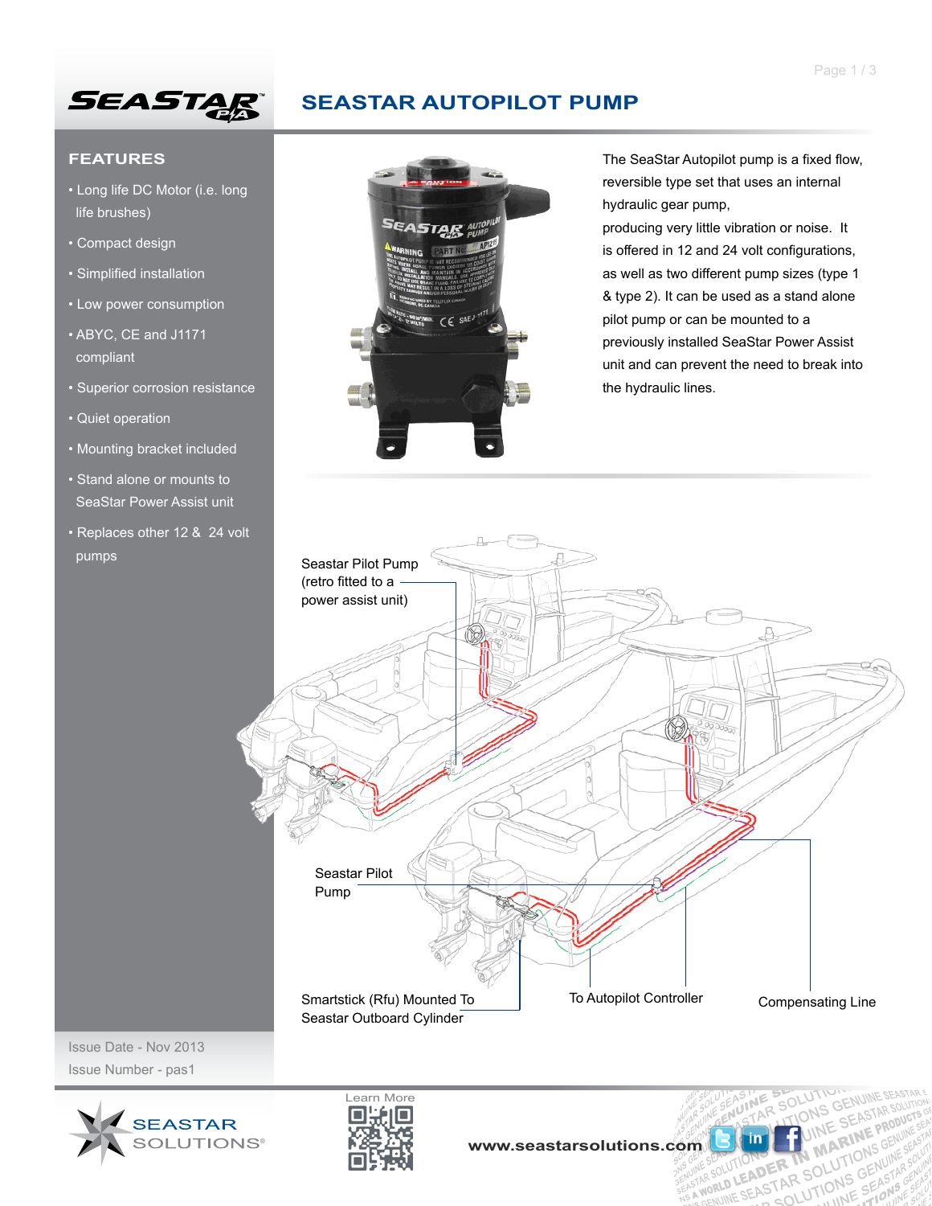# SEASTAR AUTOPILOT PUMP

## FEATURES

- Long life DC Motor (i.e. long life brushes)
- Compact design
- Simplified installation
- Low power consumption
- ABYC, CE and J1171 compliant
- Superior corrosion resistance
- Quiet operation
- Mounting bracket included
- Stand alone or mounts to SeaStar Power Assist unit
- Replaces other 12 & 24 volt pumps

The SeaStar Autopilot pump is a fixed flow, reversible type set that uses an internal hydraulic gear pump, producing very little vibration or noise. It is offered in 12 and 24 volt configurations, as well as two different pump sizes (type 1 & type 2). It can be used as a stand alone pilot pump or can be mounted to a previously installed SeaStar Power Assist unit and can prevent the need to break into the hydraulic lines.

Seastar Pilot Pump (retro fitted to a power assist unit)

Seastar Pilot Pump

Smartstick (Rfu) Mounted To Seastar Outboard Cylinder

To Autopilot Controller

Compensating Line

Issue Date - Nov 2013

Issue Number - pas1

SEASTAR SOLUTIONS®

Learn More

www.seastarsolutions.com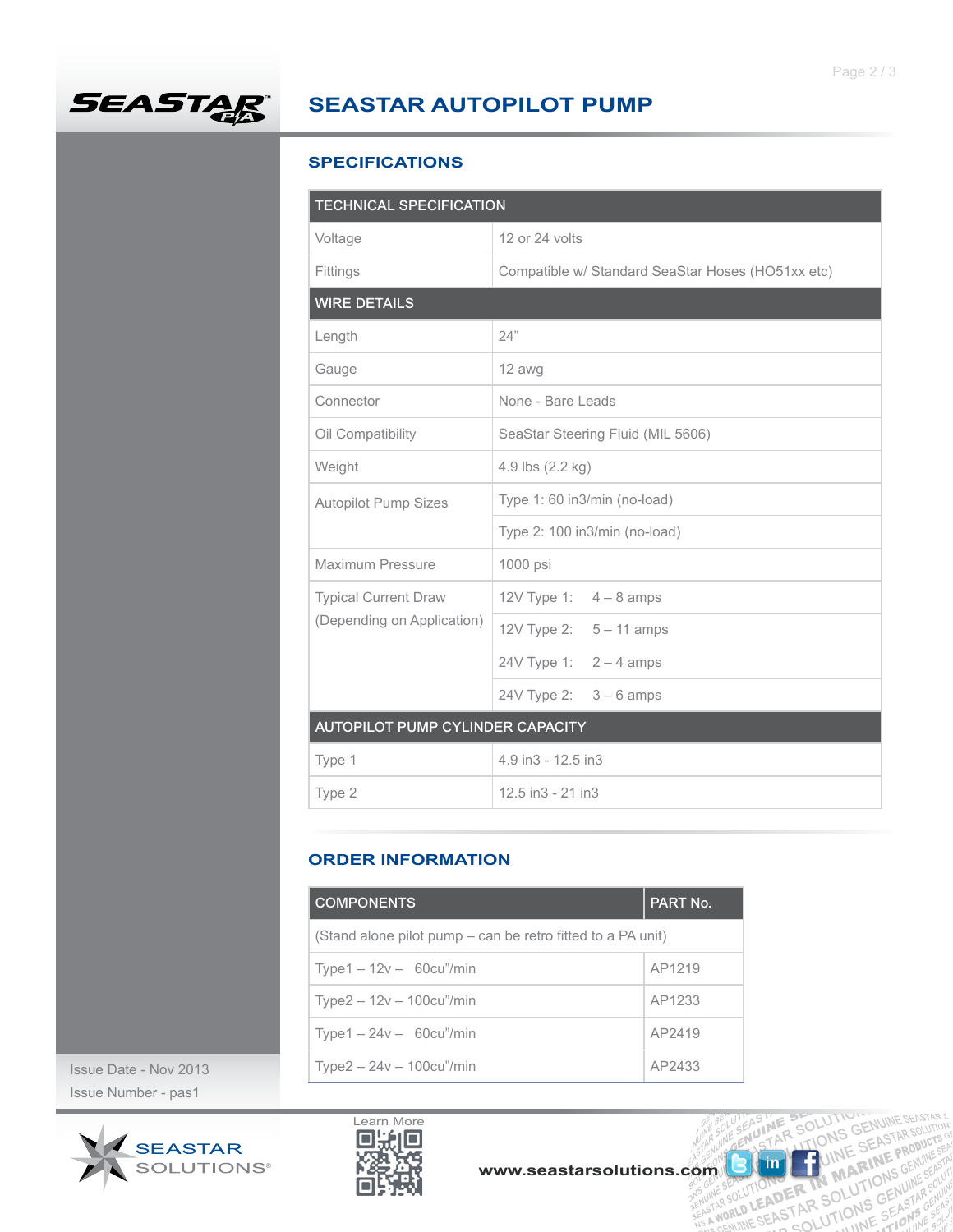# SEASTAR AUTOPILOT PUMP

## SPECIFICATIONS

| TECHNICAL SPECIFICATION | |
|---|---|
| Voltage | 12 or 24 volts |
| Fittings | Compatible w/ Standard SeaStar Hoses (HO51xx etc) |
| **WIRE DETAILS** | |
| Length | 24" |
| Gauge | 12 awg |
| Connector | None - Bare Leads |
| Oil Compatibility | SeaStar Steering Fluid (MIL 5606) |
| Weight | 4.9 lbs (2.2 kg) |
| Autopilot Pump Sizes | Type 1: 60 in3/min (no-load) |
| | Type 2: 100 in3/min (no-load) |
| Maximum Pressure | 1000 psi |
| Typical Current Draw (Depending on Application) | 12V Type 1: 4 – 8 amps |
| | 12V Type 2: 5 – 11 amps |
| | 24V Type 1: 2 – 4 amps |
| | 24V Type 2: 3 – 6 amps |
| **AUTOPILOT PUMP CYLINDER CAPACITY** | |
| Type 1 | 4.9 in3 - 12.5 in3 |
| Type 2 | 12.5 in3 - 21 in3 |

## ORDER INFORMATION

| COMPONENTS | PART No. |
|---|---|
| (Stand alone pilot pump – can be retro fitted to a PA unit) | |
| Type1 – 12v – 60cu"/min | AP1219 |
| Type2 – 12v – 100cu"/min | AP1233 |
| Type1 – 24v – 60cu"/min | AP2419 |
| Type2 – 24v – 100cu"/min | AP2433 |

Issue Date - Nov 2013
Issue Number - pas1

Learn More

www.seastarsolutions.com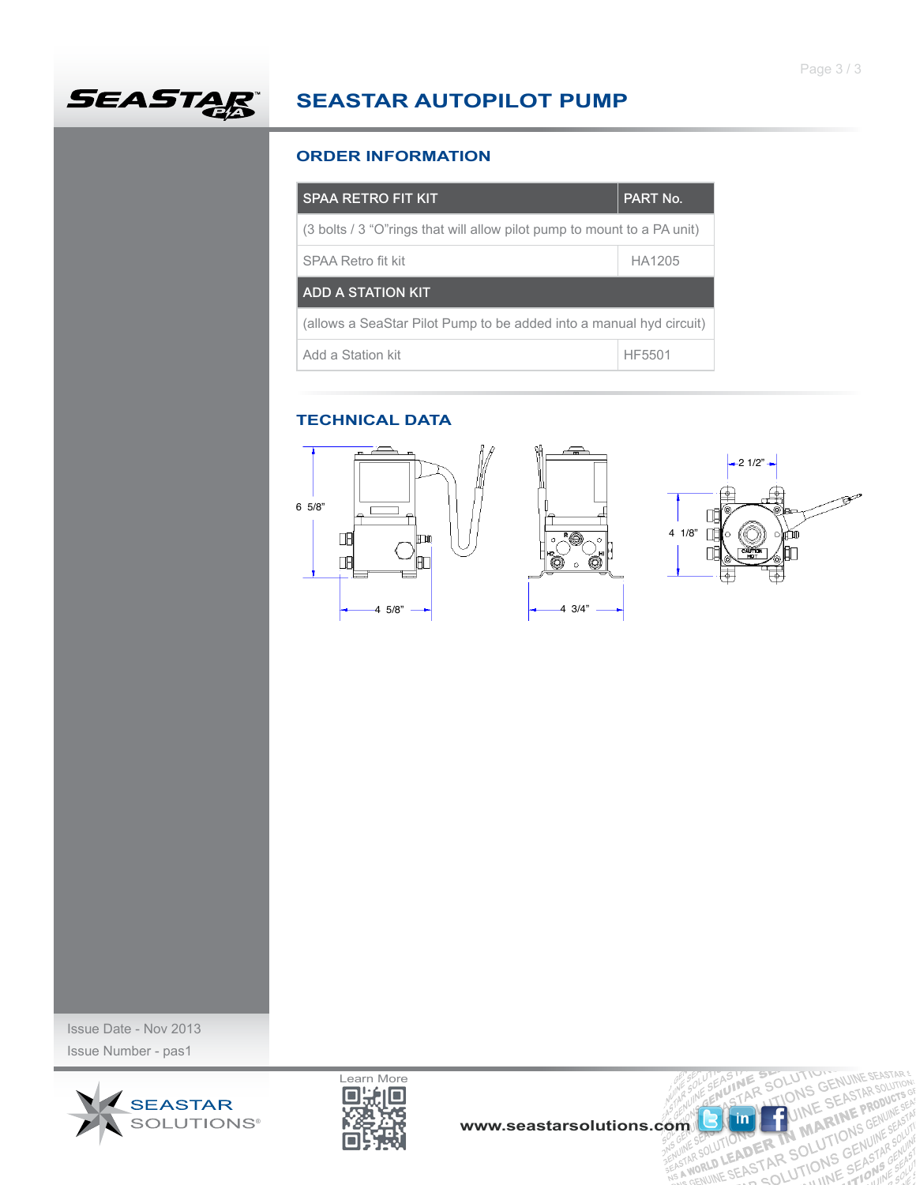# SEASTAR AUTOPILOT PUMP

## ORDER INFORMATION

| SPAA RETRO FIT KIT | PART No. |
|---|---|
| (3 bolts / 3 "O"rings that will allow pilot pump to mount to a PA unit) | |
| SPAA Retro fit kit | HA1205 |
| **ADD A STATION KIT** | |
| (allows a SeaStar Pilot Pump to be added into a manual hyd circuit) | |
| Add a Station kit | HF5501 |

## TECHNICAL DATA

6 5/8"

4 5/8"

4 3/4"

2 1/2"

4 1/8"

Issue Date - Nov 2013

Issue Number - pas1

Learn More

www.seastarsolutions.com